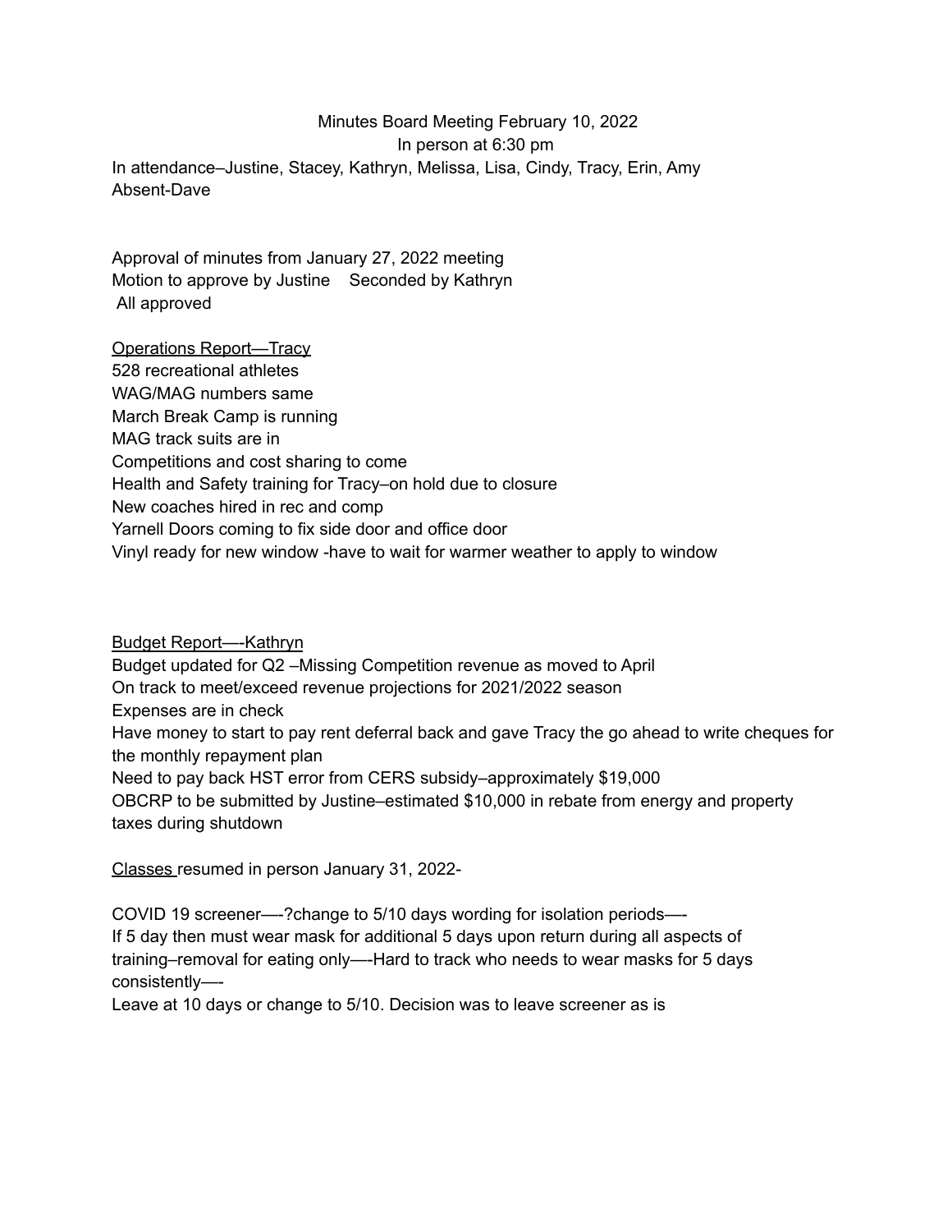Minutes Board Meeting February 10, 2022

In person at 6:30 pm

In attendance–Justine, Stacey, Kathryn, Melissa, Lisa, Cindy, Tracy, Erin, Amy
Absent-Dave

Approval of minutes from January 27, 2022 meeting
Motion to approve by Justine    Seconded by Kathryn
All approved

<u>Operations Report—Tracy</u>
528 recreational athletes
WAG/MAG numbers same
March Break Camp is running
MAG track suits are in
Competitions and cost sharing to come
Health and Safety training for Tracy–on hold due to closure
New coaches hired in rec and comp
Yarnell Doors coming to fix side door and office door
Vinyl ready for new window -have to wait for warmer weather to apply to window

<u>Budget Report—-Kathryn</u>
Budget updated for Q2 –Missing Competition revenue as moved to April
On track to meet/exceed revenue projections for 2021/2022 season
Expenses are in check
Have money to start to pay rent deferral back and gave Tracy the go ahead to write cheques for the monthly repayment plan
Need to pay back HST error from CERS subsidy–approximately $19,000
OBCRP to be submitted by Justine–estimated $10,000 in rebate from energy and property taxes during shutdown

<u>Classes</u> resumed in person January 31, 2022-

COVID 19 screener—-?change to 5/10 days wording for isolation periods—-
If 5 day then must wear mask for additional 5 days upon return during all aspects of training–removal for eating only—-Hard to track who needs to wear masks for 5 days consistently—-
Leave at 10 days or change to 5/10. Decision was to leave screener as is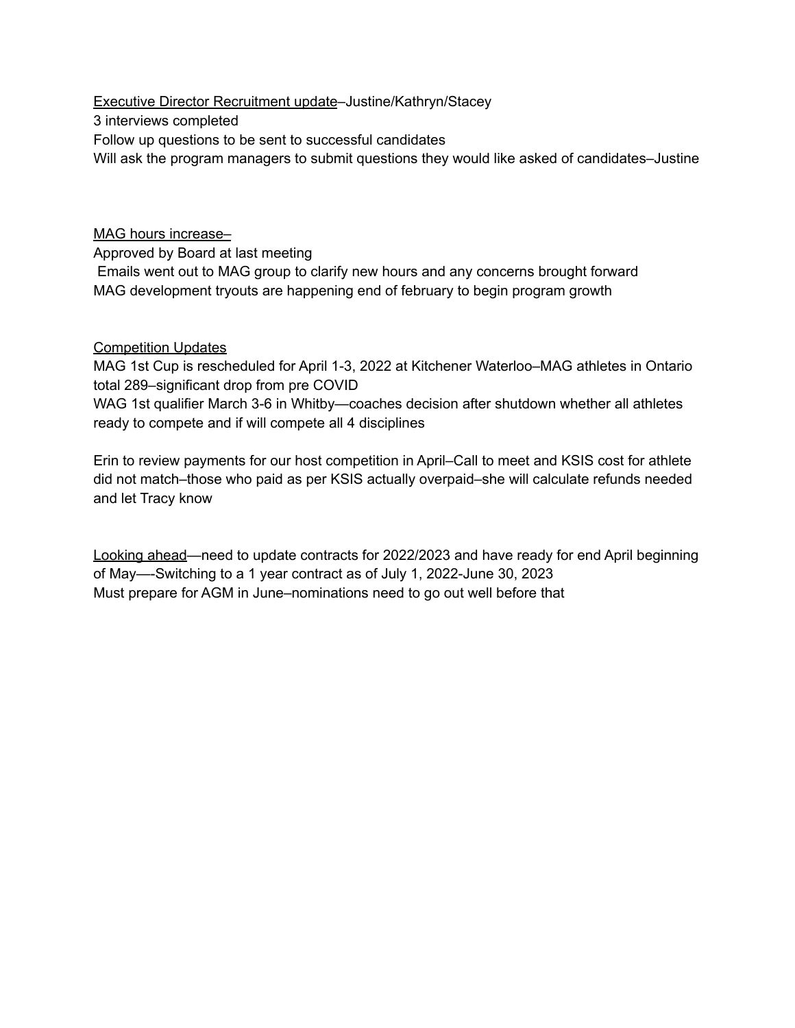<u>Executive Director Recruitment update</u>–Justine/Kathryn/Stacey
3 interviews completed
Follow up questions to be sent to successful candidates
Will ask the program managers to submit questions they would like asked of candidates–Justine

<u>MAG hours increase–</u>
Approved by Board at last meeting
Emails went out to MAG group to clarify new hours and any concerns brought forward
MAG development tryouts are happening end of february to begin program growth

<u>Competition Updates</u>
MAG 1st Cup is rescheduled for April 1-3, 2022 at Kitchener Waterloo–MAG athletes in Ontario total 289–significant drop from pre COVID
WAG 1st qualifier March 3-6 in Whitby—coaches decision after shutdown whether all athletes ready to compete and if will compete all 4 disciplines

Erin to review payments for our host competition in April–Call to meet and KSIS cost for athlete did not match–those who paid as per KSIS actually overpaid–she will calculate refunds needed and let Tracy know

<u>Looking ahead</u>—need to update contracts for 2022/2023 and have ready for end April beginning of May—-Switching to a 1 year contract as of July 1, 2022-June 30, 2023
Must prepare for AGM in June–nominations need to go out well before that